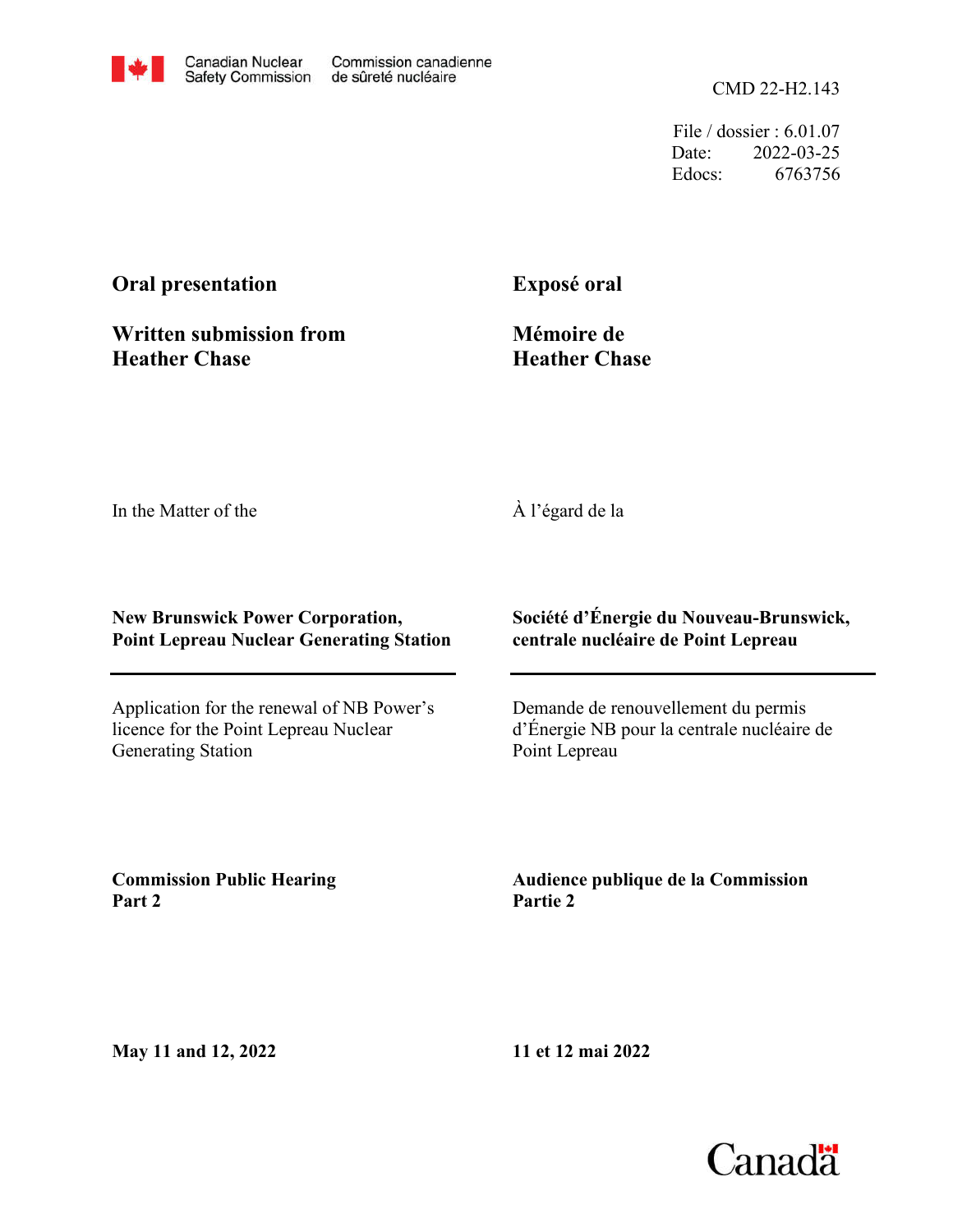Canadian Nuclear Safety Commission | Commission canadienne de sûreté nucléaire

CMD 22-H2.143

File / dossier : 6.01.07
Date: 2022-03-25
Edocs: 6763756

**Oral presentation**

**Written submission from Heather Chase**

**Exposé oral**

**Mémoire de Heather Chase**

In the Matter of the

À l'égard de la

**New Brunswick Power Corporation, Point Lepreau Nuclear Generating Station**

**Société d'Énergie du Nouveau-Brunswick, centrale nucléaire de Point Lepreau**

Application for the renewal of NB Power's licence for the Point Lepreau Nuclear Generating Station

Demande de renouvellement du permis d'Énergie NB pour la centrale nucléaire de Point Lepreau

**Commission Public Hearing Part 2**

**Audience publique de la Commission Partie 2**

**May 11 and 12, 2022**

**11 et 12 mai 2022**

Canada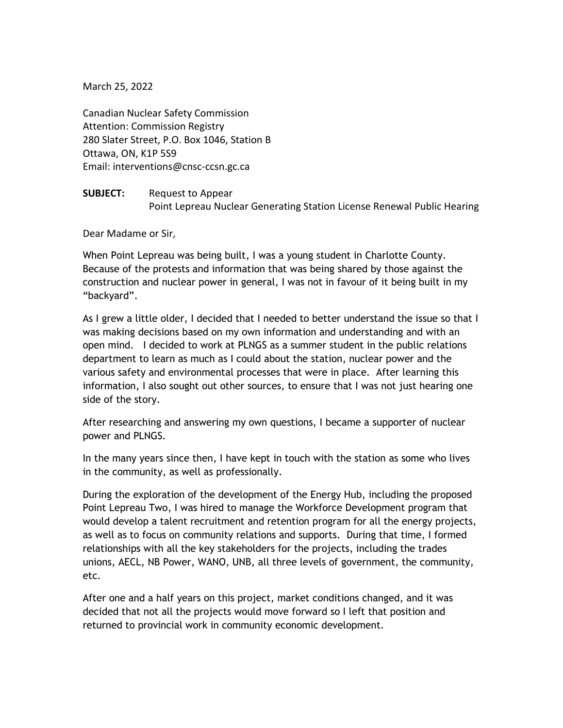March 25, 2022

Canadian Nuclear Safety Commission
Attention: Commission Registry
280 Slater Street, P.O. Box 1046, Station B
Ottawa, ON, K1P 5S9
Email: interventions@cnsc-ccsn.gc.ca

**SUBJECT:** Request to Appear
Point Lepreau Nuclear Generating Station License Renewal Public Hearing

Dear Madame or Sir,

When Point Lepreau was being built, I was a young student in Charlotte County. Because of the protests and information that was being shared by those against the construction and nuclear power in general, I was not in favour of it being built in my "backyard".

As I grew a little older, I decided that I needed to better understand the issue so that I was making decisions based on my own information and understanding and with an open mind. I decided to work at PLNGS as a summer student in the public relations department to learn as much as I could about the station, nuclear power and the various safety and environmental processes that were in place. After learning this information, I also sought out other sources, to ensure that I was not just hearing one side of the story.

After researching and answering my own questions, I became a supporter of nuclear power and PLNGS.

In the many years since then, I have kept in touch with the station as some who lives in the community, as well as professionally.

During the exploration of the development of the Energy Hub, including the proposed Point Lepreau Two, I was hired to manage the Workforce Development program that would develop a talent recruitment and retention program for all the energy projects, as well as to focus on community relations and supports. During that time, I formed relationships with all the key stakeholders for the projects, including the trades unions, AECL, NB Power, WANO, UNB, all three levels of government, the community, etc.

After one and a half years on this project, market conditions changed, and it was decided that not all the projects would move forward so I left that position and returned to provincial work in community economic development.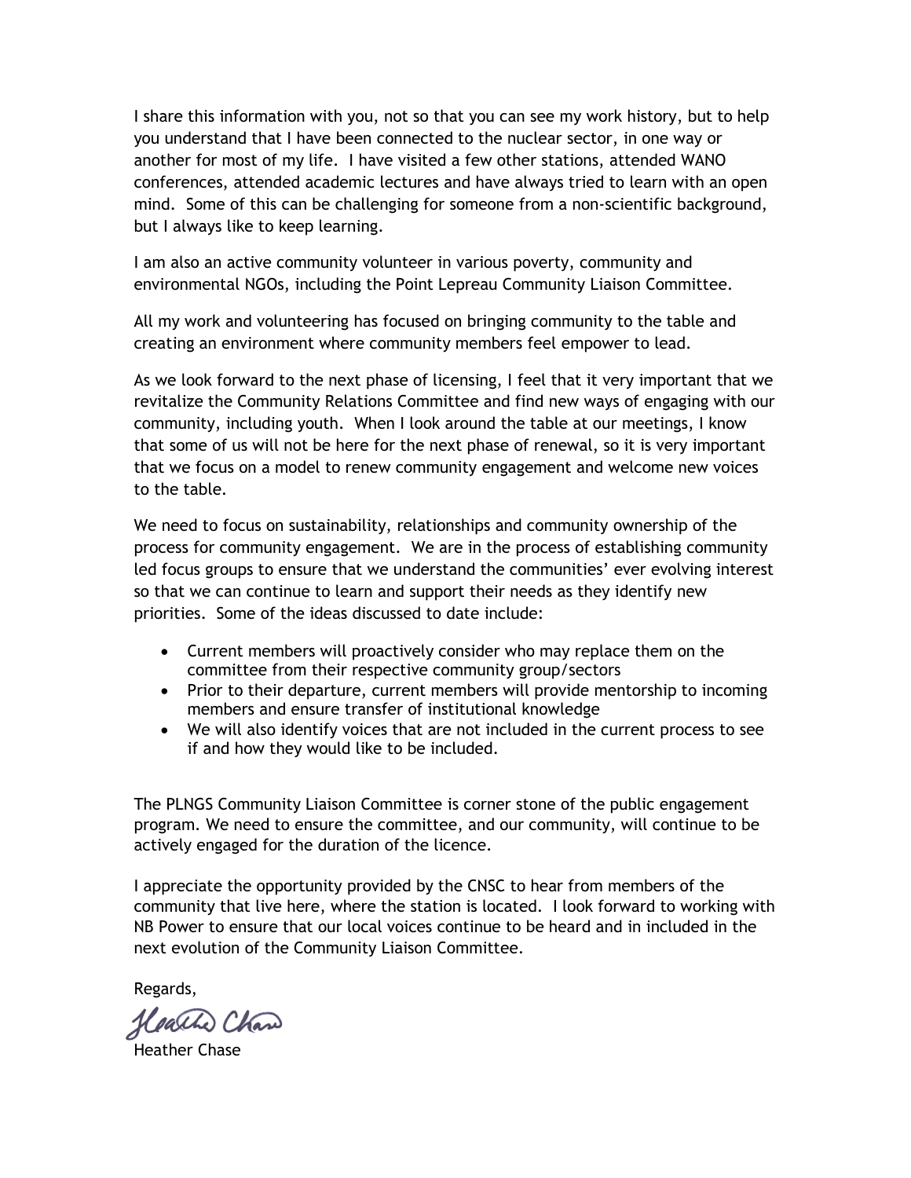I share this information with you, not so that you can see my work history, but to help you understand that I have been connected to the nuclear sector, in one way or another for most of my life. I have visited a few other stations, attended WANO conferences, attended academic lectures and have always tried to learn with an open mind. Some of this can be challenging for someone from a non-scientific background, but I always like to keep learning.

I am also an active community volunteer in various poverty, community and environmental NGOs, including the Point Lepreau Community Liaison Committee.

All my work and volunteering has focused on bringing community to the table and creating an environment where community members feel empower to lead.

As we look forward to the next phase of licensing, I feel that it very important that we revitalize the Community Relations Committee and find new ways of engaging with our community, including youth. When I look around the table at our meetings, I know that some of us will not be here for the next phase of renewal, so it is very important that we focus on a model to renew community engagement and welcome new voices to the table.

We need to focus on sustainability, relationships and community ownership of the process for community engagement. We are in the process of establishing community led focus groups to ensure that we understand the communities' ever evolving interest so that we can continue to learn and support their needs as they identify new priorities. Some of the ideas discussed to date include:

- Current members will proactively consider who may replace them on the committee from their respective community group/sectors
- Prior to their departure, current members will provide mentorship to incoming members and ensure transfer of institutional knowledge
- We will also identify voices that are not included in the current process to see if and how they would like to be included.

The PLNGS Community Liaison Committee is corner stone of the public engagement program. We need to ensure the committee, and our community, will continue to be actively engaged for the duration of the licence.

I appreciate the opportunity provided by the CNSC to hear from members of the community that live here, where the station is located. I look forward to working with NB Power to ensure that our local voices continue to be heard and in included in the next evolution of the Community Liaison Committee.

Regards,

Heather Chase

Heather Chase